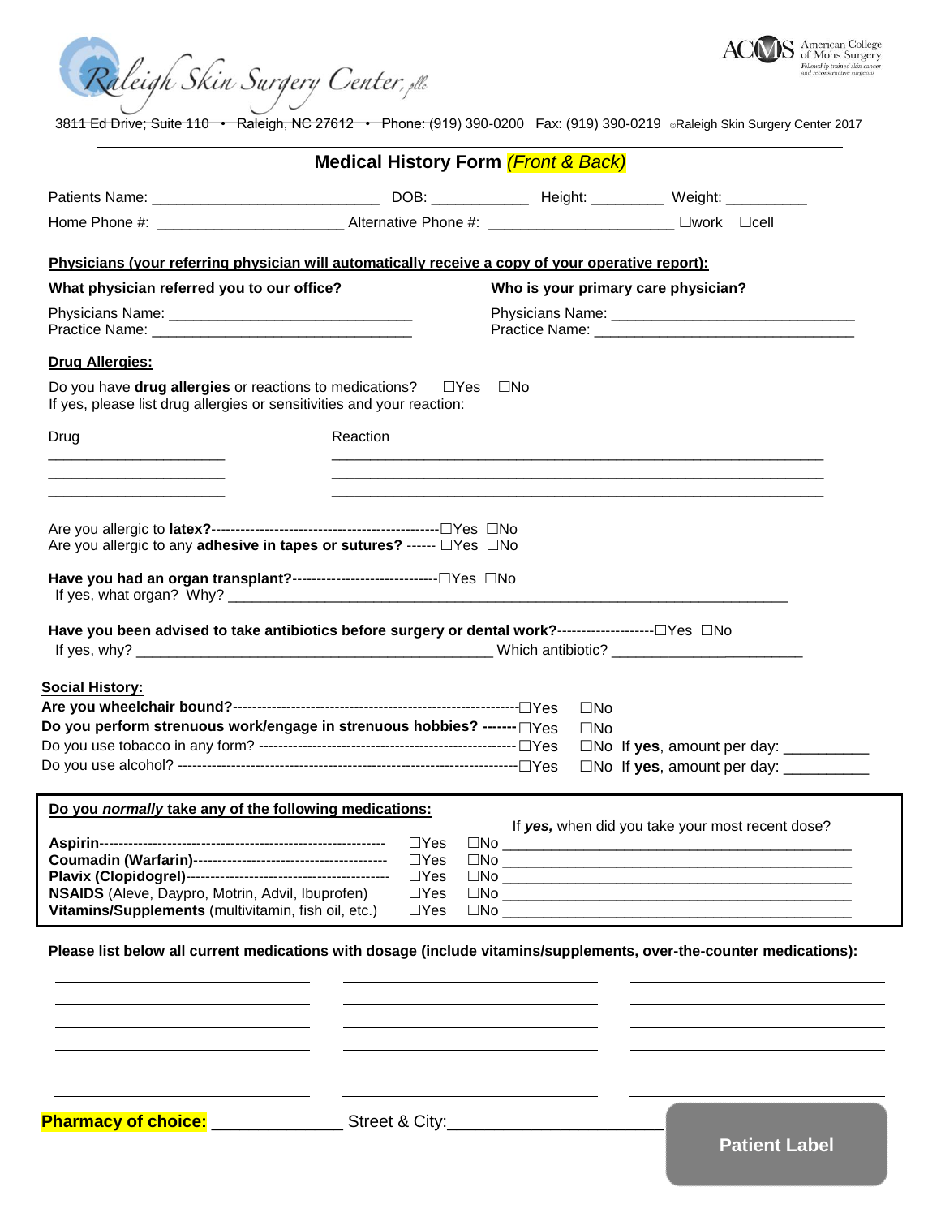Raleigh Skin Surgery Center, pllc

ACMS American College of Mohs Surgery — Fellowship trained skin cancer and reconstructive surgeons

3811 Ed Drive; Suite 110 • Raleigh, NC 27612 • Phone: (919) 390-0200 Fax: (919) 390-0219 ©Raleigh Skin Surgery Center 2017

# Medical History Form *(Front & Back)*

Patients Name: ___________________________ DOB: ____________ Height: _________ Weight: __________

Home Phone #: ______________________ Alternative Phone #: ______________________ ☐work ☐cell

**Physicians (your referring physician will automatically receive a copy of your operative report):**

**What physician referred you to our office?**

Physicians Name: ______________________________
Practice Name: _______________________________

**Who is your primary care physician?**

Physicians Name: ______________________________
Practice Name: _______________________________

**Drug Allergies:**

Do you have **drug allergies** or reactions to medications? ☐Yes ☐No
If yes, please list drug allergies or sensitivities and your reaction:

| Drug | Reaction |
|---|---|
| _____________________ | ____________________________________________________________ |
| _____________________ | ____________________________________________________________ |
| _____________________ | ____________________________________________________________ |

Are you allergic to **latex?**---------------------------------------------- ☐Yes ☐No
Are you allergic to any **adhesive in tapes or sutures?** ------ ☐Yes ☐No

**Have you had an organ transplant?**----------------------------- ☐Yes ☐No
If yes, what organ? Why? ______________________________________________________________________

**Have you been advised to take antibiotics before surgery or dental work?**-------------------- ☐Yes ☐No
If yes, why? ____________________________________________ Which antibiotic? _______________________

**Social History:**

**Are you wheelchair bound?**--------------------------------------------------------- ☐Yes ☐No
**Do you perform strenuous work/engage in strenuous hobbies? -------** ☐Yes ☐No
Do you use tobacco in any form? ---------------------------------------------------- ☐Yes ☐No If **yes**, amount per day: __________
Do you use alcohol? ------------------------------------------------------------------- ☐Yes ☐No If **yes**, amount per day: __________

**Do you *normally* take any of the following medications:**

| Medication | | | If ***yes,*** when did you take your most recent dose? |
|---|---|---|---|
| **Aspirin**------------------------------------------------------- | ☐Yes | ☐No | ____________________________________________ |
| **Coumadin (Warfarin)**---------------------------------------- | ☐Yes | ☐No | ____________________________________________ |
| **Plavix (Clopidogrel)**------------------------------------------ | ☐Yes | ☐No | ____________________________________________ |
| **NSAIDS** (Aleve, Daypro, Motrin, Advil, Ibuprofen) | ☐Yes | ☐No | ____________________________________________ |
| **Vitamins/Supplements** (multivitamin, fish oil, etc.) | ☐Yes | ☐No | ____________________________________________ |

**Please list below all current medications with dosage (include vitamins/supplements, over-the-counter medications):**

| | | |
|---|---|---|
| ______________________ | ______________________ | ______________________ |
| ______________________ | ______________________ | ______________________ |
| ______________________ | ______________________ | ______________________ |
| ______________________ | ______________________ | ______________________ |
| ______________________ | ______________________ | ______________________ |
| ______________________ | ______________________ | ______________________ |

**Pharmacy of choice:** ______________ Street & City:______________________

**Patient Label**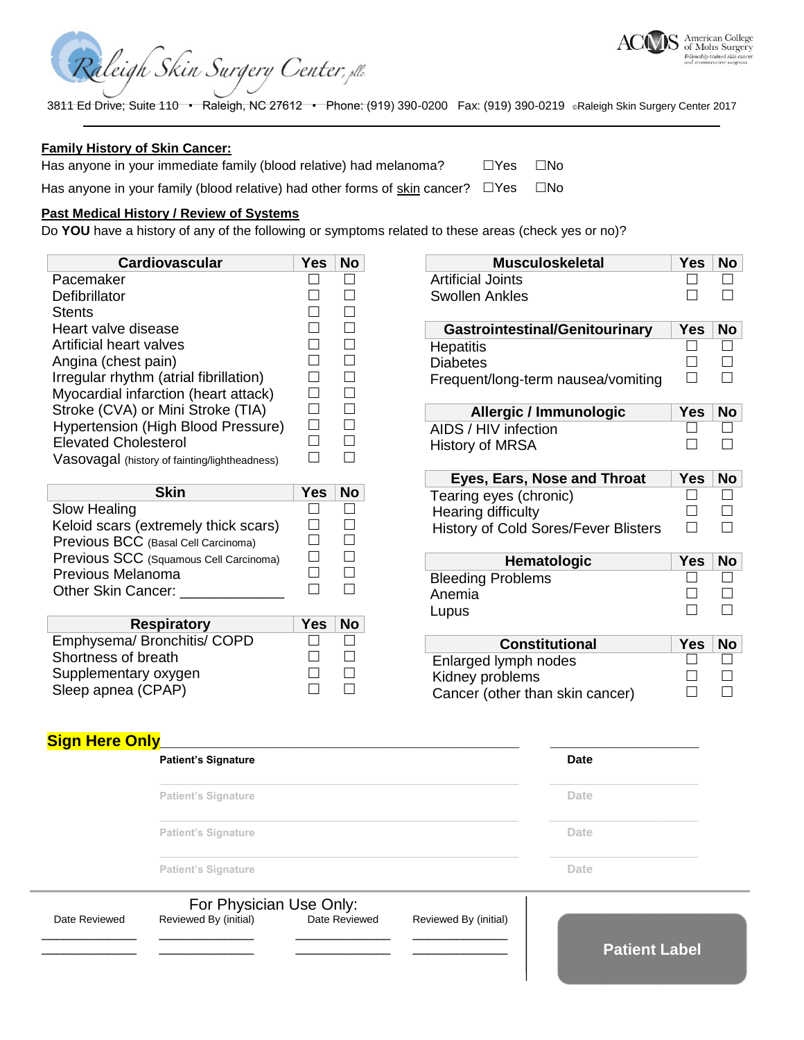Raleigh Skin Surgery Center, pllc

ACMS American College of Mohs Surgery
Fellowship trained skin cancer and reconstructive surgeons

3811 Ed Drive; Suite 110 • Raleigh, NC 27612 • Phone: (919) 390-0200 Fax: (919) 390-0219 ©Raleigh Skin Surgery Center 2017

---

**Family History of Skin Cancer:**

Has anyone in your immediate family (blood relative) had melanoma? ☐Yes ☐No

Has anyone in your family (blood relative) had other forms of skin cancer? ☐Yes ☐No

**Past Medical History / Review of Systems**

Do **YOU** have a history of any of the following or symptoms related to these areas (check yes or no)?

| Cardiovascular | Yes | No |
|---|---|---|
| Pacemaker | ☐ | ☐ |
| Defibrillator | ☐ | ☐ |
| Stents | ☐ | ☐ |
| Heart valve disease | ☐ | ☐ |
| Artificial heart valves | ☐ | ☐ |
| Angina (chest pain) | ☐ | ☐ |
| Irregular rhythm (atrial fibrillation) | ☐ | ☐ |
| Myocardial infarction (heart attack) | ☐ | ☐ |
| Stroke (CVA) or Mini Stroke (TIA) | ☐ | ☐ |
| Hypertension (High Blood Pressure) | ☐ | ☐ |
| Elevated Cholesterol | ☐ | ☐ |
| Vasovagal (history of fainting/lightheadness) | ☐ | ☐ |

| Skin | Yes | No |
|---|---|---|
| Slow Healing | ☐ | ☐ |
| Keloid scars (extremely thick scars) | ☐ | ☐ |
| Previous BCC (Basal Cell Carcinoma) | ☐ | ☐ |
| Previous SCC (Squamous Cell Carcinoma) | ☐ | ☐ |
| Previous Melanoma | ☐ | ☐ |
| Other Skin Cancer: _____________ | ☐ | ☐ |

| Respiratory | Yes | No |
|---|---|---|
| Emphysema/ Bronchitis/ COPD | ☐ | ☐ |
| Shortness of breath | ☐ | ☐ |
| Supplementary oxygen | ☐ | ☐ |
| Sleep apnea (CPAP) | ☐ | ☐ |

| Musculoskeletal | Yes | No |
|---|---|---|
| Artificial Joints | ☐ | ☐ |
| Swollen Ankles | ☐ | ☐ |

| Gastrointestinal/Genitourinary | Yes | No |
|---|---|---|
| Hepatitis | ☐ | ☐ |
| Diabetes | ☐ | ☐ |
| Frequent/long-term nausea/vomiting | ☐ | ☐ |

| Allergic / Immunologic | Yes | No |
|---|---|---|
| AIDS / HIV infection | ☐ | ☐ |
| History of MRSA | ☐ | ☐ |

| Eyes, Ears, Nose and Throat | Yes | No |
|---|---|---|
| Tearing eyes (chronic) | ☐ | ☐ |
| Hearing difficulty | ☐ | ☐ |
| History of Cold Sores/Fever Blisters | ☐ | ☐ |

| Hematologic | Yes | No |
|---|---|---|
| Bleeding Problems | ☐ | ☐ |
| Anemia | ☐ | ☐ |
| Lupus | ☐ | ☐ |

| Constitutional | Yes | No |
|---|---|---|
| Enlarged lymph nodes | ☐ | ☐ |
| Kidney problems | ☐ | ☐ |
| Cancer (other than skin cancer) | ☐ | ☐ |

**Sign Here Only** ______________________________________________ ____________________

**Patient's Signature** **Date**

Patient's Signature Date

Patient's Signature Date

Patient's Signature Date

---

For Physician Use Only:

| Date Reviewed | Reviewed By (initial) | Date Reviewed | Reviewed By (initial) |
|---|---|---|---|
| ____________ | ____________ | ____________ | ____________ |
| ____________ | ____________ | ____________ | ____________ |

**Patient Label**